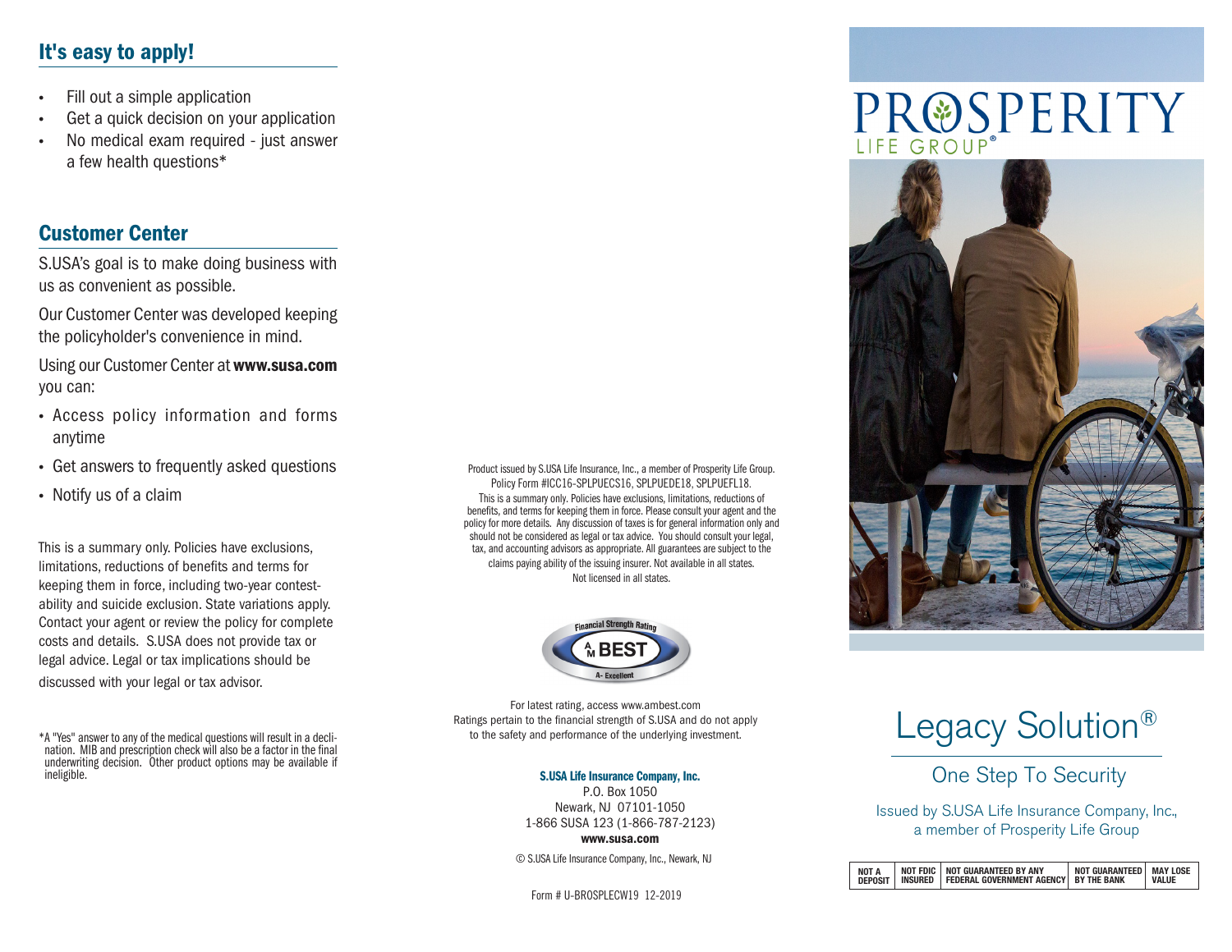## It's easy to apply!

- Fill out a simple application
- Get a quick decision on your application
- No medical exam required - just answer a few health questions*

## Customer Center

S.USA's goal is to make doing business with us as convenient as possible.

Our Customer Center was developed keeping the policyholder's convenience in mind.

Using our Customer Center at **www.susa.com** you can:

- Access policy information and forms anytime
- Get answers to frequently asked questions
- Notify us of a claim

This is a summary only. Policies have exclusions, limitations, reductions of benefits and terms for keeping them in force, including two-year contestability and suicide exclusion. State variations apply. Contact your agent or review the policy for complete costs and details. S.USA does not provide tax or legal advice. Legal or tax implications should be discussed with your legal or tax advisor.

*A "Yes" answer to any of the medical questions will result in a declination. MIB and prescription check will also be a factor in the final underwriting decision. Other product options may be available if ineligible.

Product issued by S.USA Life Insurance, Inc., a member of Prosperity Life Group. Policy Form #ICC16-SPLPUECS16, SPLPUEDE18, SPLPUEFL18. This is a summary only. Policies have exclusions, limitations, reductions of benefits, and terms for keeping them in force. Please consult your agent and the policy for more details. Any discussion of taxes is for general information only and should not be considered as legal or tax advice. You should consult your legal, tax, and accounting advisors as appropriate. All guarantees are subject to the claims paying ability of the issuing insurer. Not available in all states. Not licensed in all states.

Financial Strength Rating
AM BEST
A- Excellent

For latest rating, access www.ambest.com
Ratings pertain to the financial strength of S.USA and do not apply to the safety and performance of the underlying investment.

**S.USA Life Insurance Company, Inc.**
P.O. Box 1050
Newark, NJ 07101-1050
1-866 SUSA 123 (1-866-787-2123)
**www.susa.com**

© S.USA Life Insurance Company, Inc., Newark, NJ

Form # U-BROSPLECW19 12-2019

PROSPERITY LIFE GROUP®

# Legacy Solution®

## One Step To Security

Issued by S.USA Life Insurance Company, Inc., a member of Prosperity Life Group

| NOT A DEPOSIT | NOT FDIC INSURED | NOT GUARANTEED BY ANY FEDERAL GOVERNMENT AGENCY | NOT GUARANTEED BY THE BANK | MAY LOSE VALUE |
|---|---|---|---|---|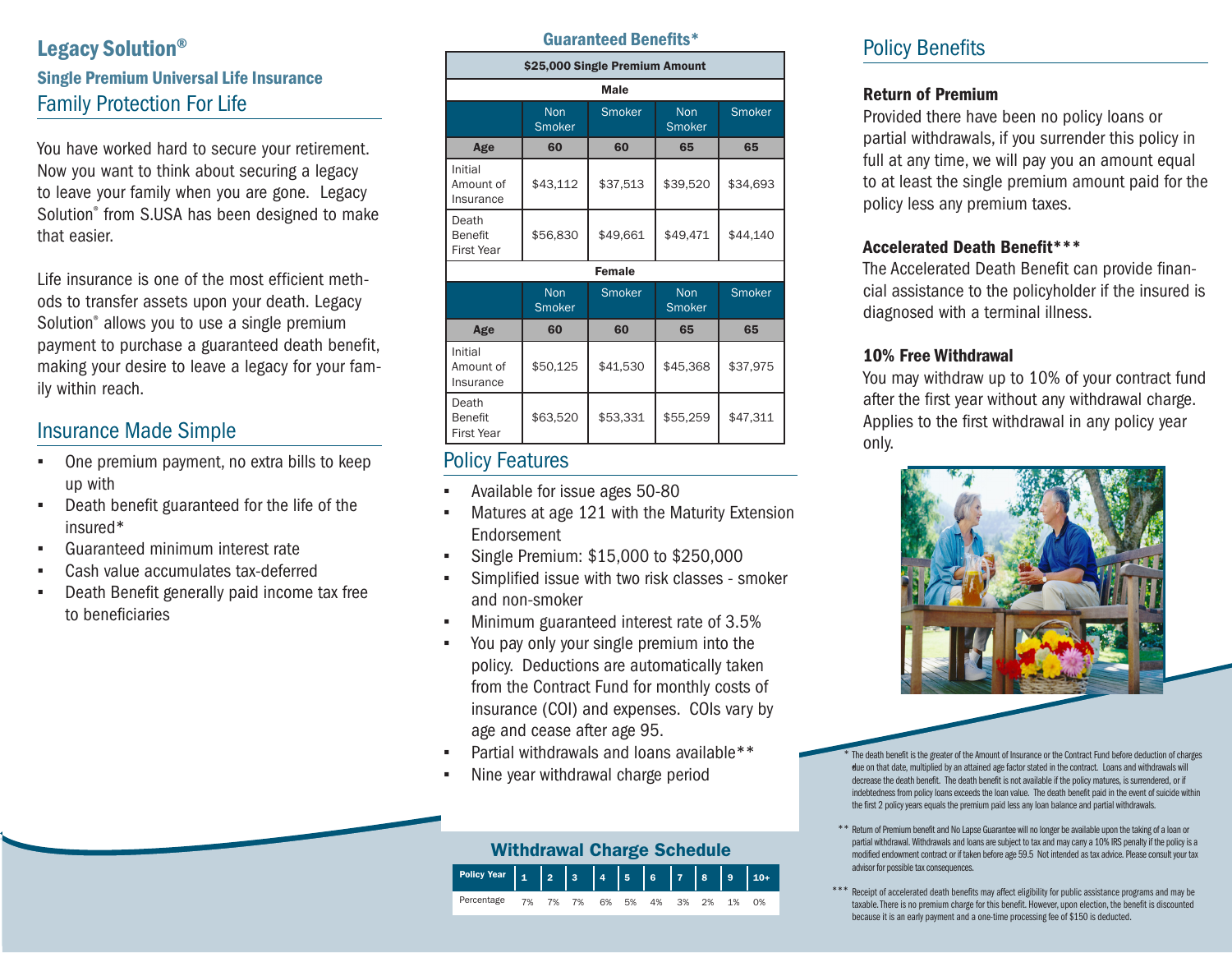## Legacy Solution®

### Single Premium Universal Life Insurance

### Family Protection For Life

You have worked hard to secure your retirement. Now you want to think about securing a legacy to leave your family when you are gone. Legacy Solution® from S.USA has been designed to make that easier.

Life insurance is one of the most efficient methods to transfer assets upon your death. Legacy Solution® allows you to use a single premium payment to purchase a guaranteed death benefit, making your desire to leave a legacy for your family within reach.

### Insurance Made Simple

- One premium payment, no extra bills to keep up with
- Death benefit guaranteed for the life of the insured*
- Guaranteed minimum interest rate
- Cash value accumulates tax-deferred
- Death Benefit generally paid income tax free to beneficiaries

### Guaranteed Benefits*

| $25,000 Single Premium Amount | | | | |
|---|---|---|---|---|
| **Male** | | | | |
| | Non Smoker | Smoker | Non Smoker | Smoker |
| **Age** | **60** | **60** | **65** | **65** |
| Initial Amount of Insurance | $43,112 | $37,513 | $39,520 | $34,693 |
| Death Benefit First Year | $56,830 | $49,661 | $49,471 | $44,140 |
| **Female** | | | | |
| | Non Smoker | Smoker | Non Smoker | Smoker |
| **Age** | **60** | **60** | **65** | **65** |
| Initial Amount of Insurance | $50,125 | $41,530 | $45,368 | $37,975 |
| Death Benefit First Year | $63,520 | $53,331 | $55,259 | $47,311 |

### Policy Features

- Available for issue ages 50-80
- Matures at age 121 with the Maturity Extension Endorsement
- Single Premium: $15,000 to $250,000
- Simplified issue with two risk classes - smoker and non-smoker
- Minimum guaranteed interest rate of 3.5%
- You pay only your single premium into the policy. Deductions are automatically taken from the Contract Fund for monthly costs of insurance (COI) and expenses. COIs vary by age and cease after age 95.
- Partial withdrawals and loans available**
- Nine year withdrawal charge period

### Withdrawal Charge Schedule

| Policy Year | 1 | 2 | 3 | 4 | 5 | 6 | 7 | 8 | 9 | 10+ |
|---|---|---|---|---|---|---|---|---|---|---|
| Percentage | 7% | 7% | 7% | 6% | 5% | 4% | 3% | 2% | 1% | 0% |

### Policy Benefits

**Return of Premium**

Provided there have been no policy loans or partial withdrawals, if you surrender this policy in full at any time, we will pay you an amount equal to at least the single premium amount paid for the policy less any premium taxes.

**Accelerated Death Benefit*****

The Accelerated Death Benefit can provide financial assistance to the policyholder if the insured is diagnosed with a terminal illness.

**10% Free Withdrawal**

You may withdraw up to 10% of your contract fund after the first year without any withdrawal charge. Applies to the first withdrawal in any policy year only.

\* The death benefit is the greater of the Amount of Insurance or the Contract Fund before deduction of charges due on that date, multiplied by an attained age factor stated in the contract. Loans and withdrawals will decrease the death benefit. The death benefit is not available if the policy matures, is surrendered, or if indebtedness from policy loans exceeds the loan value. The death benefit paid in the event of suicide within the first 2 policy years equals the premium paid less any loan balance and partial withdrawals.

\*\* Return of Premium benefit and No Lapse Guarantee will no longer be available upon the taking of a loan or partial withdrawal. Withdrawals and loans are subject to tax and may carry a 10% IRS penalty if the policy is a modified endowment contract or if taken before age 59.5 Not intended as tax advice. Please consult your tax advisor for possible tax consequences.

\*\*\* Receipt of accelerated death benefits may affect eligibility for public assistance programs and may be taxable. There is no premium charge for this benefit. However, upon election, the benefit is discounted because it is an early payment and a one-time processing fee of $150 is deducted.